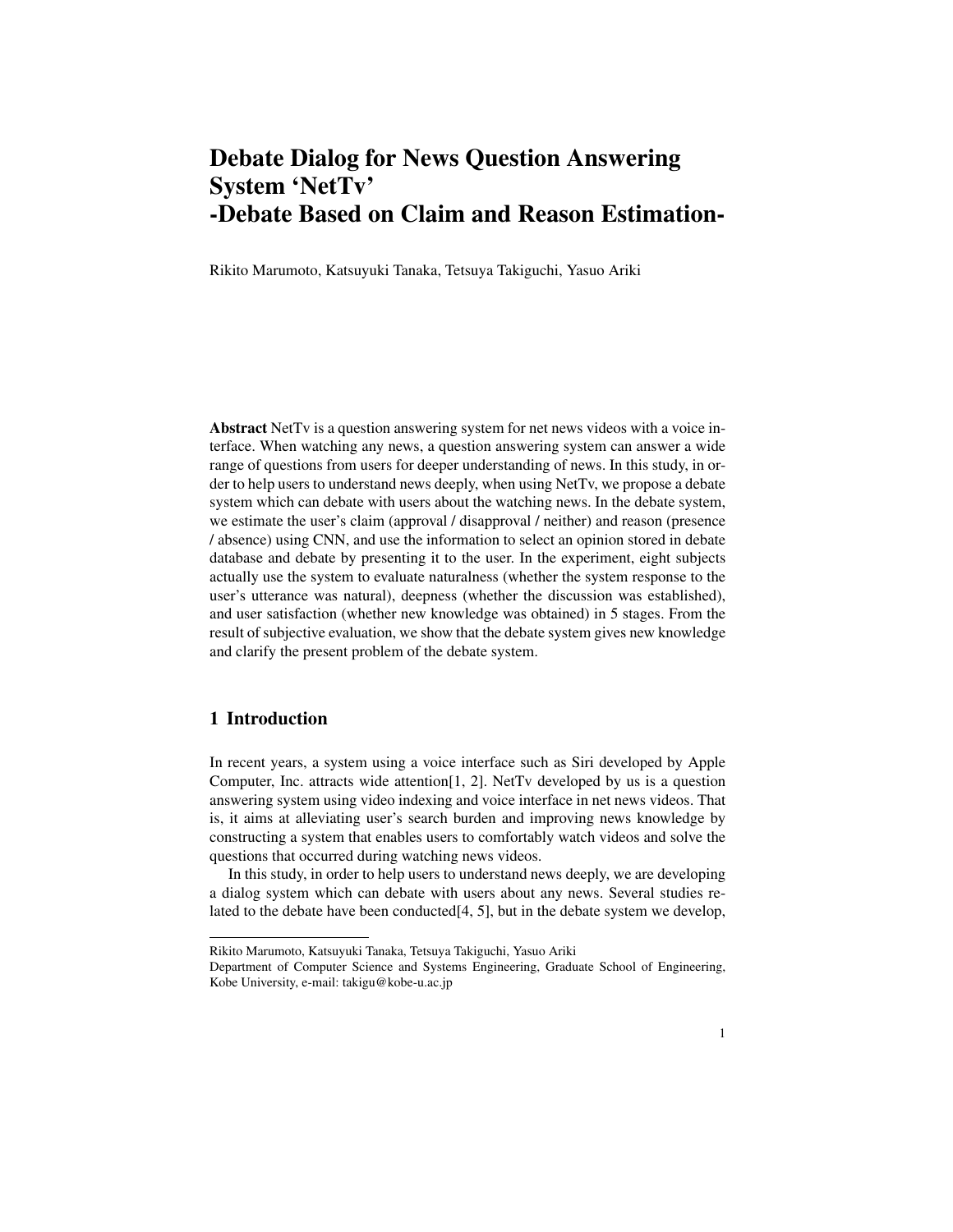# Debate Dialog for News Question Answering System 'NetTv' -Debate Based on Claim and Reason Estimation-

Rikito Marumoto, Katsuyuki Tanaka, Tetsuya Takiguchi, Yasuo Ariki

**Abstract** NetTv is a question answering system for net news videos with a voice interface. When watching any news, a question answering system can answer a wide range of questions from users for deeper understanding of news. In this study, in order to help users to understand news deeply, when using NetTv, we propose a debate system which can debate with users about the watching news. In the debate system, we estimate the user's claim (approval / disapproval / neither) and reason (presence / absence) using CNN, and use the information to select an opinion stored in debate database and debate by presenting it to the user. In the experiment, eight subjects actually use the system to evaluate naturalness (whether the system response to the user's utterance was natural), deepness (whether the discussion was established), and user satisfaction (whether new knowledge was obtained) in 5 stages. From the result of subjective evaluation, we show that the debate system gives new knowledge and clarify the present problem of the debate system.

## 1 Introduction

In recent years, a system using a voice interface such as Siri developed by Apple Computer, Inc. attracts wide attention[1, 2]. NetTv developed by us is a question answering system using video indexing and voice interface in net news videos. That is, it aims at alleviating user's search burden and improving news knowledge by constructing a system that enables users to comfortably watch videos and solve the questions that occurred during watching news videos.

In this study, in order to help users to understand news deeply, we are developing a dialog system which can debate with users about any news. Several studies related to the debate have been conducted[4, 5], but in the debate system we develop,

---

Rikito Marumoto, Katsuyuki Tanaka, Tetsuya Takiguchi, Yasuo Ariki
Department of Computer Science and Systems Engineering, Graduate School of Engineering, Kobe University, e-mail: takigu@kobe-u.ac.jp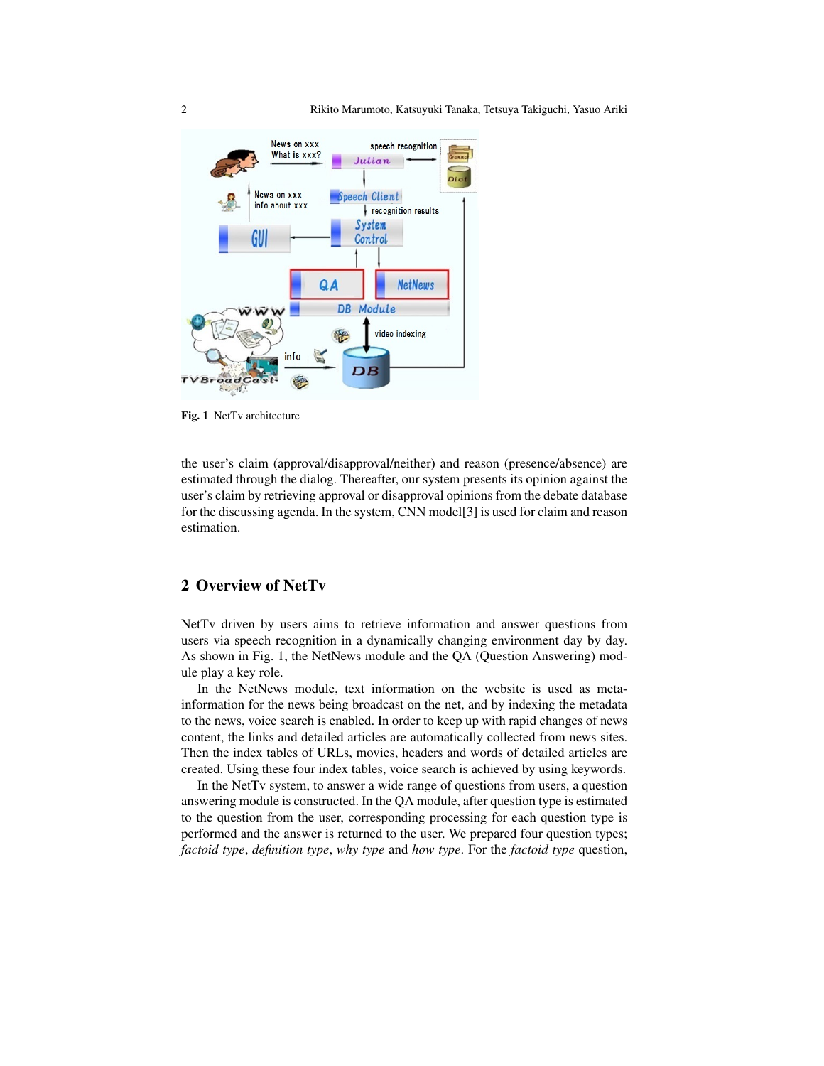Fig. 1 NetTv architecture

the user's claim (approval/disapproval/neither) and reason (presence/absence) are estimated through the dialog. Thereafter, our system presents its opinion against the user's claim by retrieving approval or disapproval opinions from the debate database for the discussing agenda. In the system, CNN model[3] is used for claim and reason estimation.

## 2 Overview of NetTv

NetTv driven by users aims to retrieve information and answer questions from users via speech recognition in a dynamically changing environment day by day. As shown in Fig. 1, the NetNews module and the QA (Question Answering) module play a key role.

In the NetNews module, text information on the website is used as meta-information for the news being broadcast on the net, and by indexing the metadata to the news, voice search is enabled. In order to keep up with rapid changes of news content, the links and detailed articles are automatically collected from news sites. Then the index tables of URLs, movies, headers and words of detailed articles are created. Using these four index tables, voice search is achieved by using keywords.

In the NetTv system, to answer a wide range of questions from users, a question answering module is constructed. In the QA module, after question type is estimated to the question from the user, corresponding processing for each question type is performed and the answer is returned to the user. We prepared four question types; *factoid type*, *definition type*, *why type* and *how type*. For the *factoid type* question,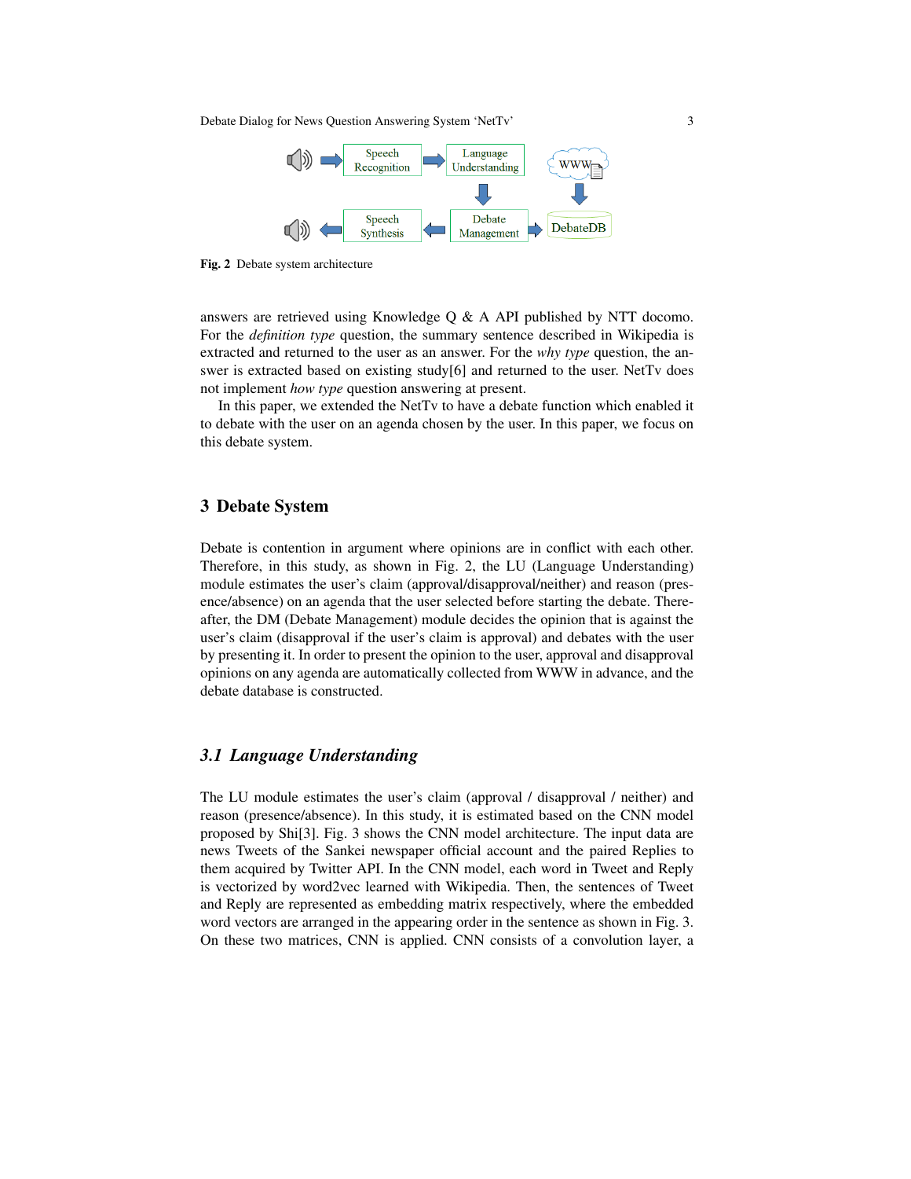Fig. 2 Debate system architecture

answers are retrieved using Knowledge Q & A API published by NTT docomo. For the *definition type* question, the summary sentence described in Wikipedia is extracted and returned to the user as an answer. For the *why type* question, the answer is extracted based on existing study[6] and returned to the user. NetTv does not implement *how type* question answering at present.

In this paper, we extended the NetTv to have a debate function which enabled it to debate with the user on an agenda chosen by the user. In this paper, we focus on this debate system.

## 3 Debate System

Debate is contention in argument where opinions are in conflict with each other. Therefore, in this study, as shown in Fig. 2, the LU (Language Understanding) module estimates the user's claim (approval/disapproval/neither) and reason (presence/absence) on an agenda that the user selected before starting the debate. Thereafter, the DM (Debate Management) module decides the opinion that is against the user's claim (disapproval if the user's claim is approval) and debates with the user by presenting it. In order to present the opinion to the user, approval and disapproval opinions on any agenda are automatically collected from WWW in advance, and the debate database is constructed.

### *3.1 Language Understanding*

The LU module estimates the user's claim (approval / disapproval / neither) and reason (presence/absence). In this study, it is estimated based on the CNN model proposed by Shi[3]. Fig. 3 shows the CNN model architecture. The input data are news Tweets of the Sankei newspaper official account and the paired Replies to them acquired by Twitter API. In the CNN model, each word in Tweet and Reply is vectorized by word2vec learned with Wikipedia. Then, the sentences of Tweet and Reply are represented as embedding matrix respectively, where the embedded word vectors are arranged in the appearing order in the sentence as shown in Fig. 3. On these two matrices, CNN is applied. CNN consists of a convolution layer, a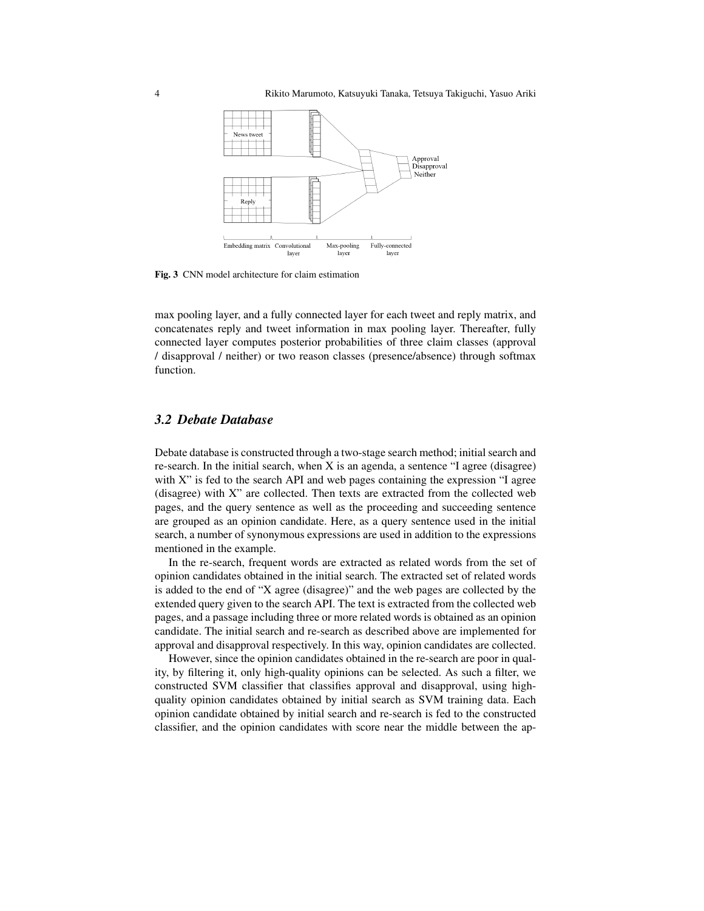Fig. 3 CNN model architecture for claim estimation

max pooling layer, and a fully connected layer for each tweet and reply matrix, and concatenates reply and tweet information in max pooling layer. Thereafter, fully connected layer computes posterior probabilities of three claim classes (approval / disapproval / neither) or two reason classes (presence/absence) through softmax function.

### 3.2 Debate Database

Debate database is constructed through a two-stage search method; initial search and re-search. In the initial search, when X is an agenda, a sentence "I agree (disagree) with X" is fed to the search API and web pages containing the expression "I agree (disagree) with X" are collected. Then texts are extracted from the collected web pages, and the query sentence as well as the proceeding and succeeding sentence are grouped as an opinion candidate. Here, as a query sentence used in the initial search, a number of synonymous expressions are used in addition to the expressions mentioned in the example.

In the re-search, frequent words are extracted as related words from the set of opinion candidates obtained in the initial search. The extracted set of related words is added to the end of "X agree (disagree)" and the web pages are collected by the extended query given to the search API. The text is extracted from the collected web pages, and a passage including three or more related words is obtained as an opinion candidate. The initial search and re-search as described above are implemented for approval and disapproval respectively. In this way, opinion candidates are collected.

However, since the opinion candidates obtained in the re-search are poor in quality, by filtering it, only high-quality opinions can be selected. As such a filter, we constructed SVM classifier that classifies approval and disapproval, using high-quality opinion candidates obtained by initial search as SVM training data. Each opinion candidate obtained by initial search and re-search is fed to the constructed classifier, and the opinion candidates with score near the middle between the ap-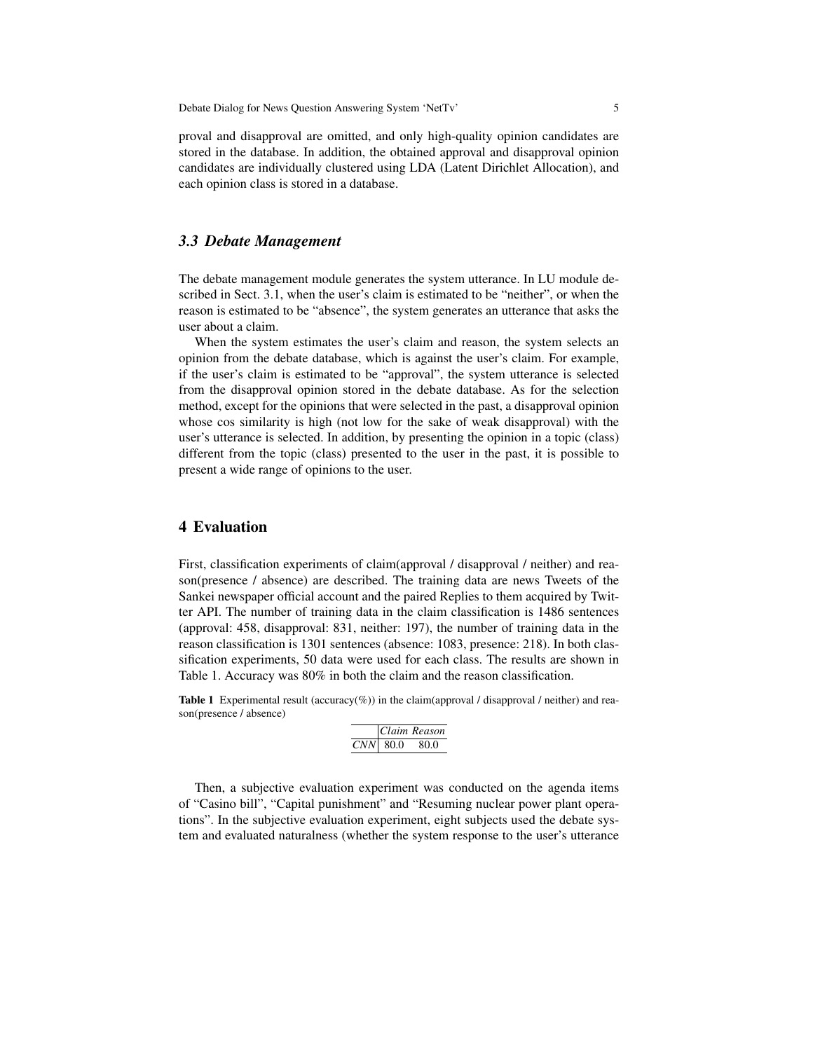proval and disapproval are omitted, and only high-quality opinion candidates are stored in the database. In addition, the obtained approval and disapproval opinion candidates are individually clustered using LDA (Latent Dirichlet Allocation), and each opinion class is stored in a database.

### *3.3 Debate Management*

The debate management module generates the system utterance. In LU module described in Sect. 3.1, when the user's claim is estimated to be "neither", or when the reason is estimated to be "absence", the system generates an utterance that asks the user about a claim.

When the system estimates the user's claim and reason, the system selects an opinion from the debate database, which is against the user's claim. For example, if the user's claim is estimated to be "approval", the system utterance is selected from the disapproval opinion stored in the debate database. As for the selection method, except for the opinions that were selected in the past, a disapproval opinion whose cos similarity is high (not low for the sake of weak disapproval) with the user's utterance is selected. In addition, by presenting the opinion in a topic (class) different from the topic (class) presented to the user in the past, it is possible to present a wide range of opinions to the user.

## 4 Evaluation

First, classification experiments of claim(approval / disapproval / neither) and reason(presence / absence) are described. The training data are news Tweets of the Sankei newspaper official account and the paired Replies to them acquired by Twitter API. The number of training data in the claim classification is 1486 sentences (approval: 458, disapproval: 831, neither: 197), the number of training data in the reason classification is 1301 sentences (absence: 1083, presence: 218). In both classification experiments, 50 data were used for each class. The results are shown in Table 1. Accuracy was 80% in both the claim and the reason classification.

**Table 1** Experimental result (accuracy(%)) in the claim(approval / disapproval / neither) and reason(presence / absence)

| | *Claim* | *Reason* |
|---|---|---|
| *CNN* | 80.0 | 80.0 |

Then, a subjective evaluation experiment was conducted on the agenda items of "Casino bill", "Capital punishment" and "Resuming nuclear power plant operations". In the subjective evaluation experiment, eight subjects used the debate system and evaluated naturalness (whether the system response to the user's utterance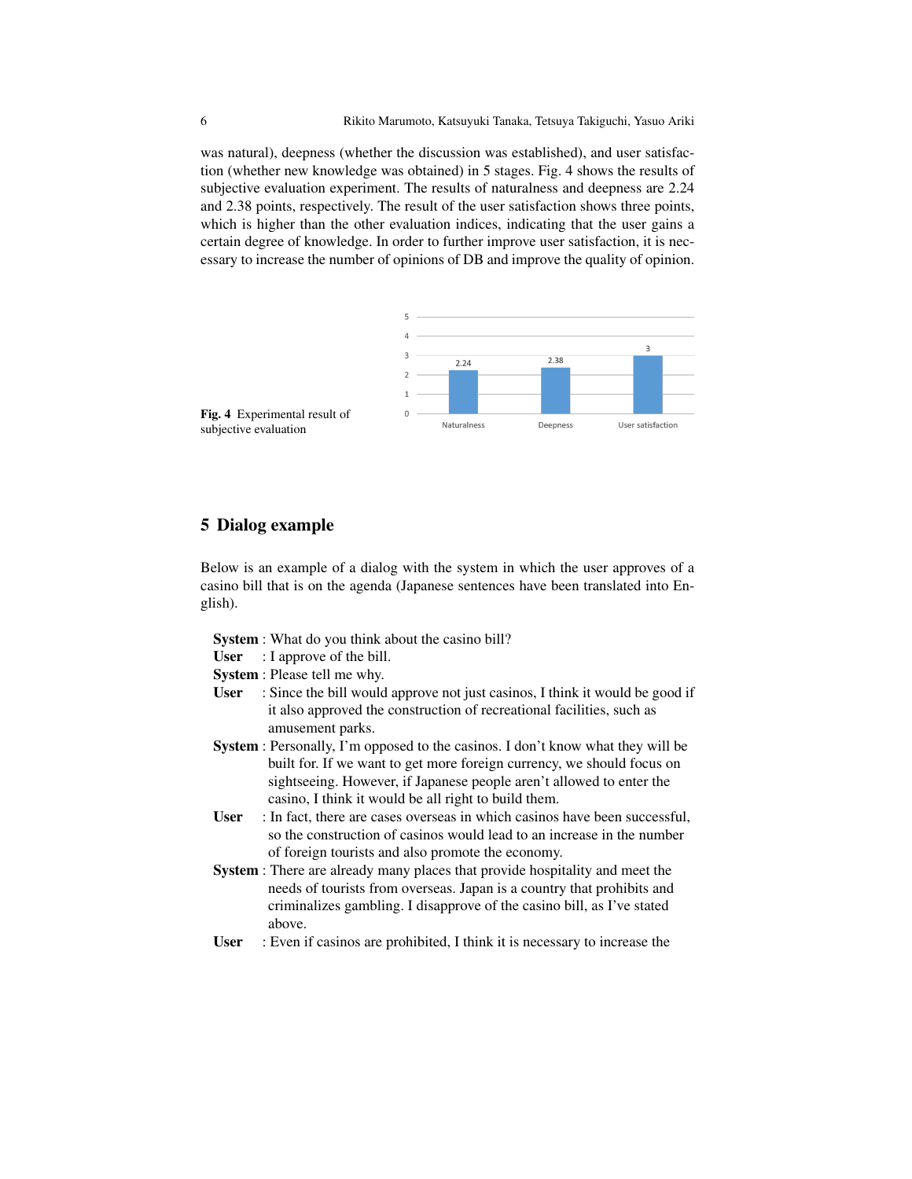was natural), deepness (whether the discussion was established), and user satisfaction (whether new knowledge was obtained) in 5 stages. Fig. 4 shows the results of subjective evaluation experiment. The results of naturalness and deepness are 2.24 and 2.38 points, respectively. The result of the user satisfaction shows three points, which is higher than the other evaluation indices, indicating that the user gains a certain degree of knowledge. In order to further improve user satisfaction, it is necessary to increase the number of opinions of DB and improve the quality of opinion.

**Fig. 4** Experimental result of subjective evaluation

## 5 Dialog example

Below is an example of a dialog with the system in which the user approves of a casino bill that is on the agenda (Japanese sentences have been translated into English).

**System** : What do you think about the casino bill?
**User** : I approve of the bill.
**System** : Please tell me why.
**User** : Since the bill would approve not just casinos, I think it would be good if it also approved the construction of recreational facilities, such as amusement parks.
**System** : Personally, I'm opposed to the casinos. I don't know what they will be built for. If we want to get more foreign currency, we should focus on sightseeing. However, if Japanese people aren't allowed to enter the casino, I think it would be all right to build them.
**User** : In fact, there are cases overseas in which casinos have been successful, so the construction of casinos would lead to an increase in the number of foreign tourists and also promote the economy.
**System** : There are already many places that provide hospitality and meet the needs of tourists from overseas. Japan is a country that prohibits and criminalizes gambling. I disapprove of the casino bill, as I've stated above.
**User** : Even if casinos are prohibited, I think it is necessary to increase the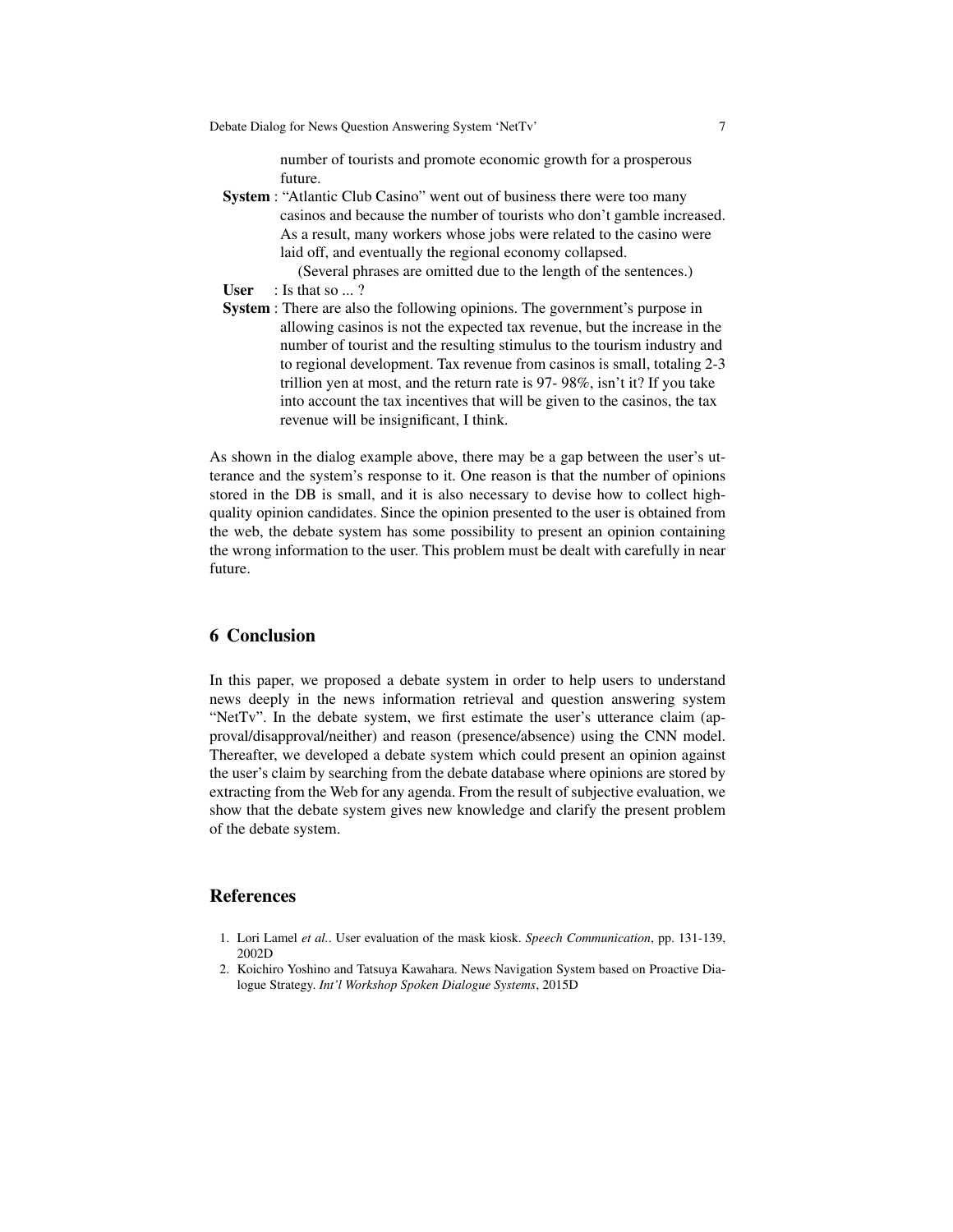number of tourists and promote economic growth for a prosperous future.

**System** : "Atlantic Club Casino" went out of business there were too many casinos and because the number of tourists who don't gamble increased. As a result, many workers whose jobs were related to the casino were laid off, and eventually the regional economy collapsed.
(Several phrases are omitted due to the length of the sentences.)

**User** : Is that so ... ?

**System** : There are also the following opinions. The government's purpose in allowing casinos is not the expected tax revenue, but the increase in the number of tourist and the resulting stimulus to the tourism industry and to regional development. Tax revenue from casinos is small, totaling 2-3 trillion yen at most, and the return rate is 97- 98%, isn't it? If you take into account the tax incentives that will be given to the casinos, the tax revenue will be insignificant, I think.

As shown in the dialog example above, there may be a gap between the user's utterance and the system's response to it. One reason is that the number of opinions stored in the DB is small, and it is also necessary to devise how to collect high-quality opinion candidates. Since the opinion presented to the user is obtained from the web, the debate system has some possibility to present an opinion containing the wrong information to the user. This problem must be dealt with carefully in near future.

## 6 Conclusion

In this paper, we proposed a debate system in order to help users to understand news deeply in the news information retrieval and question answering system "NetTv". In the debate system, we first estimate the user's utterance claim (approval/disapproval/neither) and reason (presence/absence) using the CNN model. Thereafter, we developed a debate system which could present an opinion against the user's claim by searching from the debate database where opinions are stored by extracting from the Web for any agenda. From the result of subjective evaluation, we show that the debate system gives new knowledge and clarify the present problem of the debate system.

## References

1. Lori Lamel *et al.*. User evaluation of the mask kiosk. *Speech Communication*, pp. 131-139, 2002D
2. Koichiro Yoshino and Tatsuya Kawahara. News Navigation System based on Proactive Dialogue Strategy. *Int'l Workshop Spoken Dialogue Systems*, 2015D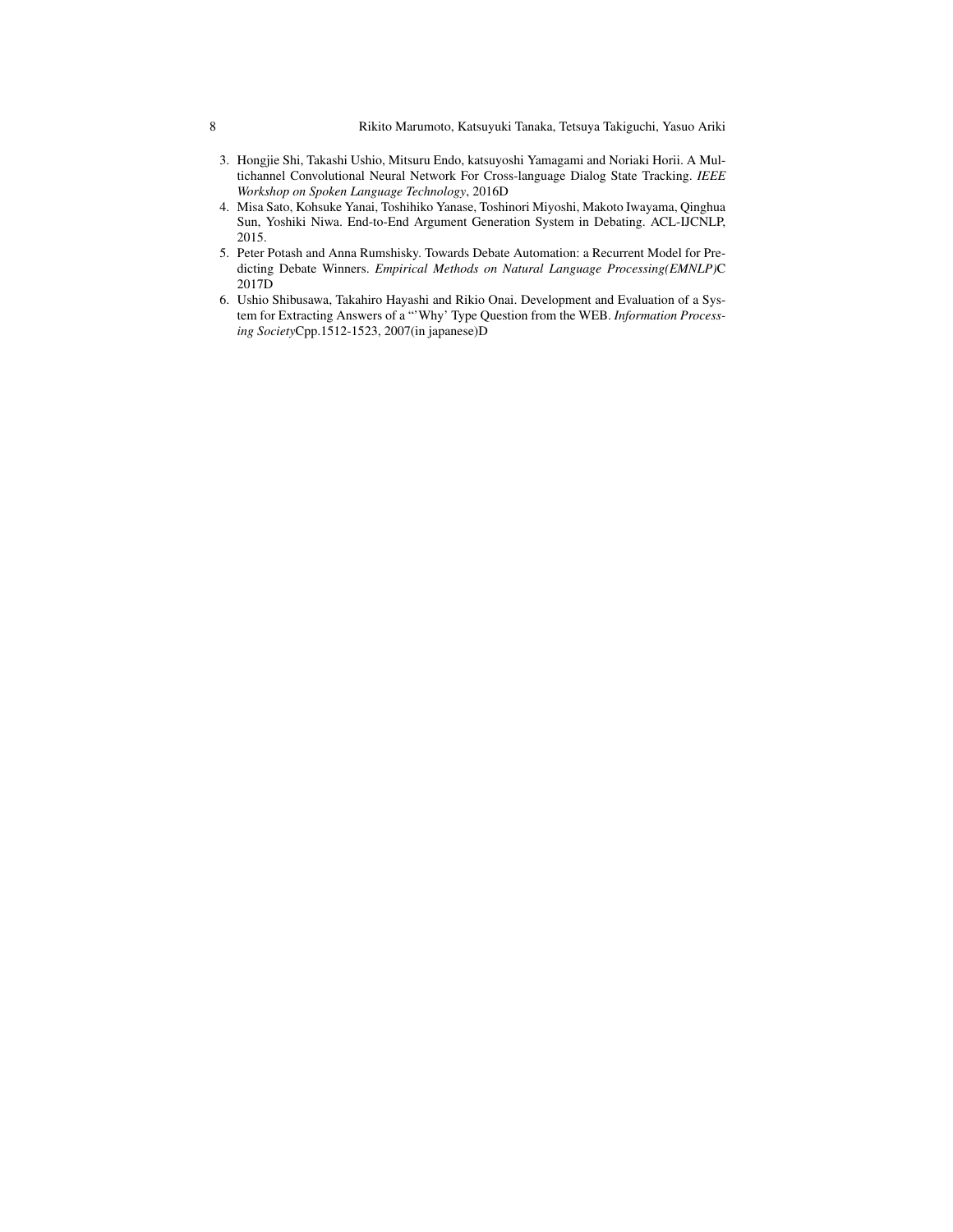3. Hongjie Shi, Takashi Ushio, Mitsuru Endo, katsuyoshi Yamagami and Noriaki Horii. A Multichannel Convolutional Neural Network For Cross-language Dialog State Tracking. *IEEE Workshop on Spoken Language Technology*, 2016D
4. Misa Sato, Kohsuke Yanai, Toshihiko Yanase, Toshinori Miyoshi, Makoto Iwayama, Qinghua Sun, Yoshiki Niwa. End-to-End Argument Generation System in Debating. ACL-IJCNLP, 2015.
5. Peter Potash and Anna Rumshisky. Towards Debate Automation: a Recurrent Model for Predicting Debate Winners. *Empirical Methods on Natural Language Processing(EMNLP)*C 2017D
6. Ushio Shibusawa, Takahiro Hayashi and Rikio Onai. Development and Evaluation of a System for Extracting Answers of a "'Why' Type Question from the WEB. *Information Processing Society*Cpp.1512-1523, 2007(in japanese)D